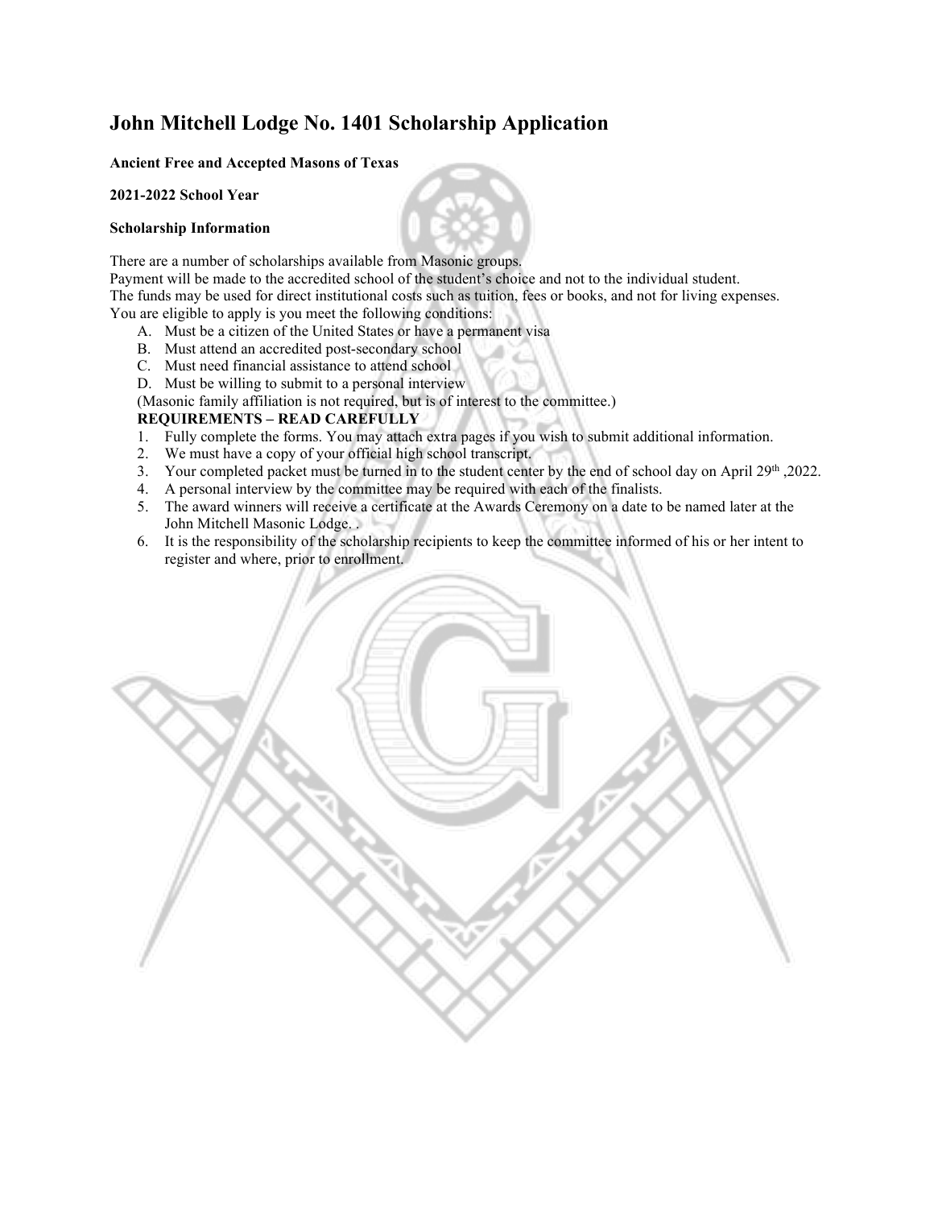# John Mitchell Lodge No. 1401 Scholarship Application

**Ancient Free and Accepted Masons of Texas**

**2021-2022 School Year**

**Scholarship Information**

There are a number of scholarships available from Masonic groups.
Payment will be made to the accredited school of the student's choice and not to the individual student.
The funds may be used for direct institutional costs such as tuition, fees or books, and not for living expenses.
You are eligible to apply is you meet the following conditions:

A. Must be a citizen of the United States or have a permanent visa
B. Must attend an accredited post-secondary school
C. Must need financial assistance to attend school
D. Must be willing to submit to a personal interview

(Masonic family affiliation is not required, but is of interest to the committee.)

**REQUIREMENTS – READ CAREFULLY**

1. Fully complete the forms. You may attach extra pages if you wish to submit additional information.
2. We must have a copy of your official high school transcript.
3. Your completed packet must be turned in to the student center by the end of school day on April 29th ,2022.
4. A personal interview by the committee may be required with each of the finalists.
5. The award winners will receive a certificate at the Awards Ceremony on a date to be named later at the John Mitchell Masonic Lodge. .
6. It is the responsibility of the scholarship recipients to keep the committee informed of his or her intent to register and where, prior to enrollment.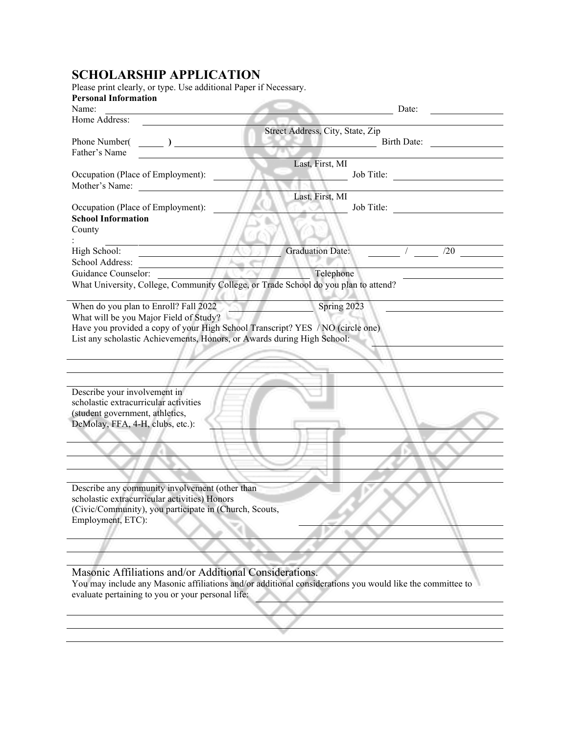# SCHOLARSHIP APPLICATION

Please print clearly, or type. Use additional Paper if Necessary.

**Personal Information**

Name: ______________________________ Date: ____________

Home Address: ______________________________

Street Address, City, State, Zip

Phone Number( _____ ) ______________________________ Birth Date: ____________

Father's Name ______________________________

Last, First, MI

Occupation (Place of Employment): ____________________ Job Title: ____________________

Mother's Name: ______________________________

Last, First, MI

Occupation (Place of Employment): ____________________ Job Title: ____________________

**School Information**

County

: ______________________________

High School: ____________________ Graduation Date: _____ / _____ /20 _____

School Address: ______________________________

Guidance Counselor: ____________________ Telephone ____________________

What University, College, Community College, or Trade School do you plan to attend?

______________________________

When do you plan to Enroll? Fall 2022 ____________ Spring 2023 ____________

What will be you Major Field of Study?

Have you provided a copy of your High School Transcript? YES / NO (circle one)

List any scholastic Achievements, Honors, or Awards during High School: ____________________

______________________________

______________________________

______________________________

Describe your involvement in scholastic extracurricular activities (student government, athletics, DeMolay, FFA, 4-H, clubs, etc.): ____________________

______________________________

______________________________

______________________________

______________________________

Describe any community involvement (other than scholastic extracurricular activities) Honors (Civic/Community), you participate in (Church, Scouts, Employment, ETC): ____________________

______________________________

______________________________

______________________________

## Masonic Affiliations and/or Additional Considerations.

You may include any Masonic affiliations and/or additional considerations you would like the committee to evaluate pertaining to you or your personal life: ____________________

______________________________

______________________________

______________________________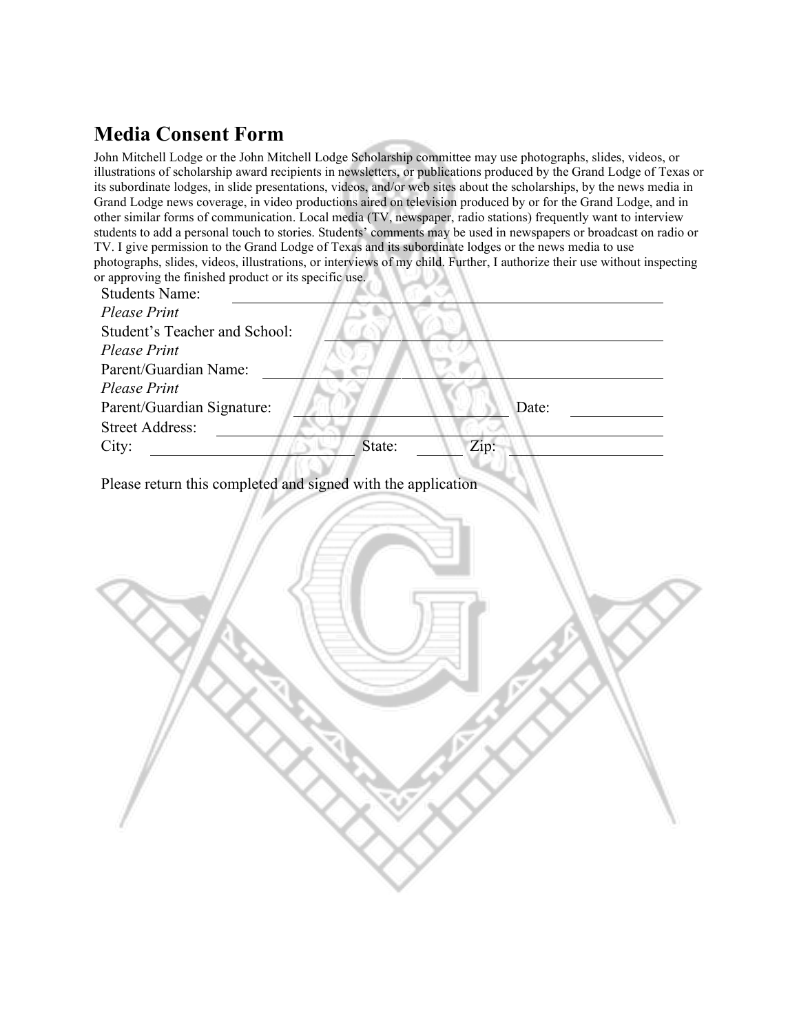# Media Consent Form

John Mitchell Lodge or the John Mitchell Lodge Scholarship committee may use photographs, slides, videos, or illustrations of scholarship award recipients in newsletters, or publications produced by the Grand Lodge of Texas or its subordinate lodges, in slide presentations, videos, and/or web sites about the scholarships, by the news media in Grand Lodge news coverage, in video productions aired on television produced by or for the Grand Lodge, and in other similar forms of communication. Local media (TV, newspaper, radio stations) frequently want to interview students to add a personal touch to stories. Students' comments may be used in newspapers or broadcast on radio or TV. I give permission to the Grand Lodge of Texas and its subordinate lodges or the news media to use photographs, slides, videos, illustrations, or interviews of my child. Further, I authorize their use without inspecting or approving the finished product or its specific use.

Students Name: ______________________________________________
*Please Print*

Student's Teacher and School: ______________________________________________
*Please Print*

Parent/Guardian Name: ______________________________________________
*Please Print*

Parent/Guardian Signature: ____________________________ Date: ____________

Street Address: ______________________________________________

City: ______________________ State: ______ Zip: __________________

Please return this completed and signed with the application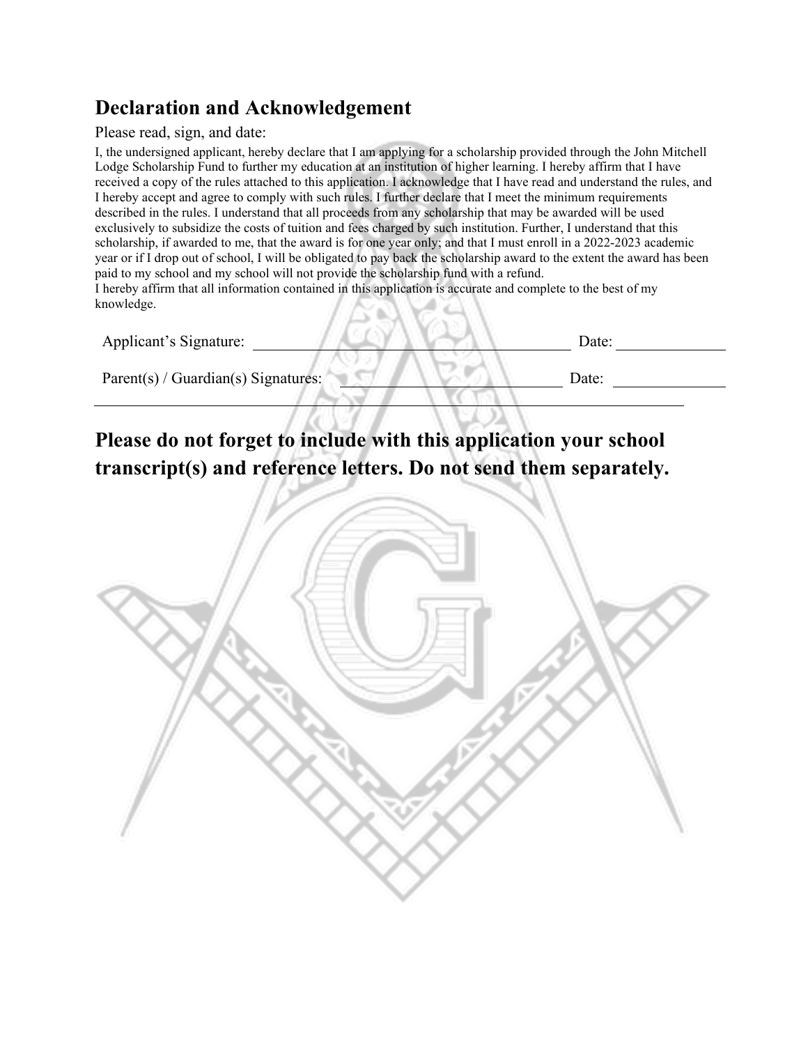## Declaration and Acknowledgement

Please read, sign, and date:

I, the undersigned applicant, hereby declare that I am applying for a scholarship provided through the John Mitchell Lodge Scholarship Fund to further my education at an institution of higher learning. I hereby affirm that I have received a copy of the rules attached to this application. I acknowledge that I have read and understand the rules, and I hereby accept and agree to comply with such rules. I further declare that I meet the minimum requirements described in the rules. I understand that all proceeds from any scholarship that may be awarded will be used exclusively to subsidize the costs of tuition and fees charged by such institution. Further, I understand that this scholarship, if awarded to me, that the award is for one year only; and that I must enroll in a 2022-2023 academic year or if I drop out of school, I will be obligated to pay back the scholarship award to the extent the award has been paid to my school and my school will not provide the scholarship fund with a refund.
I hereby affirm that all information contained in this application is accurate and complete to the best of my knowledge.

Applicant's Signature: ______________________________ Date: ____________

Parent(s) / Guardian(s) Signatures: ______________________________ Date: ____________

______________________________________________________________________

**Please do not forget to include with this application your school transcript(s) and reference letters. Do not send them separately.**